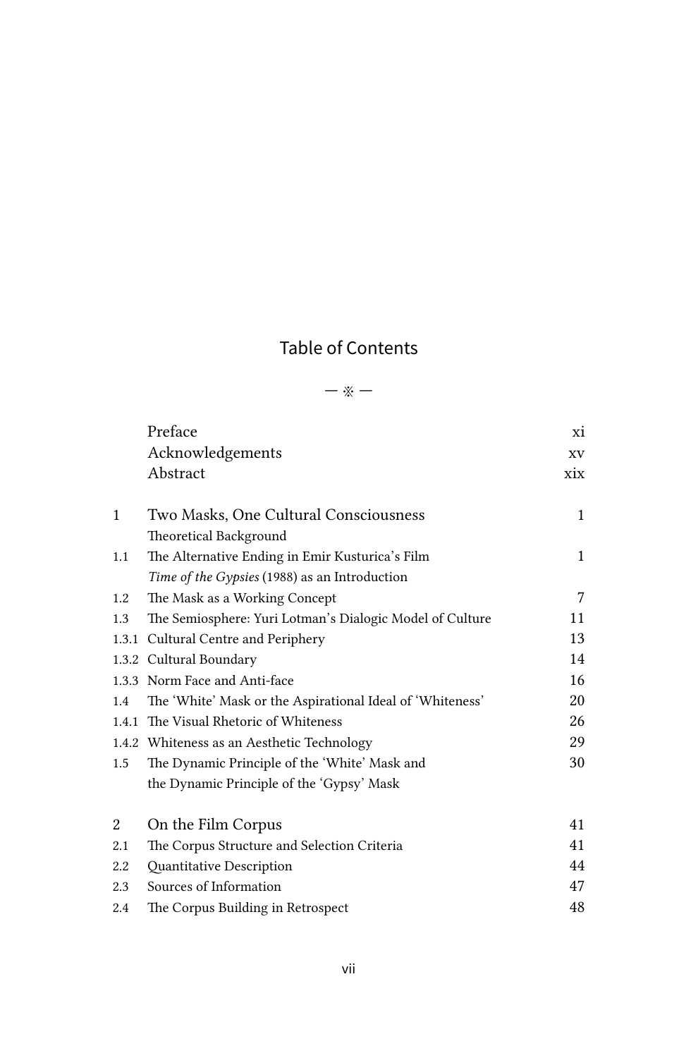# Table of Contents

— ※ —

| | | |
|---|---|---|
| | Preface | xi |
| | Acknowledgements | xv |
| | Abstract | xix |
| 1 | Two Masks, One Cultural Consciousness<br>Theoretical Background | 1 |
| 1.1 | The Alternative Ending in Emir Kusturica's Film<br>*Time of the Gypsies* (1988) as an Introduction | 1 |
| 1.2 | The Mask as a Working Concept | 7 |
| 1.3 | The Semiosphere: Yuri Lotman's Dialogic Model of Culture | 11 |
| 1.3.1 | Cultural Centre and Periphery | 13 |
| 1.3.2 | Cultural Boundary | 14 |
| 1.3.3 | Norm Face and Anti-face | 16 |
| 1.4 | The 'White' Mask or the Aspirational Ideal of 'Whiteness' | 20 |
| 1.4.1 | The Visual Rhetoric of Whiteness | 26 |
| 1.4.2 | Whiteness as an Aesthetic Technology | 29 |
| 1.5 | The Dynamic Principle of the 'White' Mask and<br>the Dynamic Principle of the 'Gypsy' Mask | 30 |
| 2 | On the Film Corpus | 41 |
| 2.1 | The Corpus Structure and Selection Criteria | 41 |
| 2.2 | Quantitative Description | 44 |
| 2.3 | Sources of Information | 47 |
| 2.4 | The Corpus Building in Retrospect | 48 |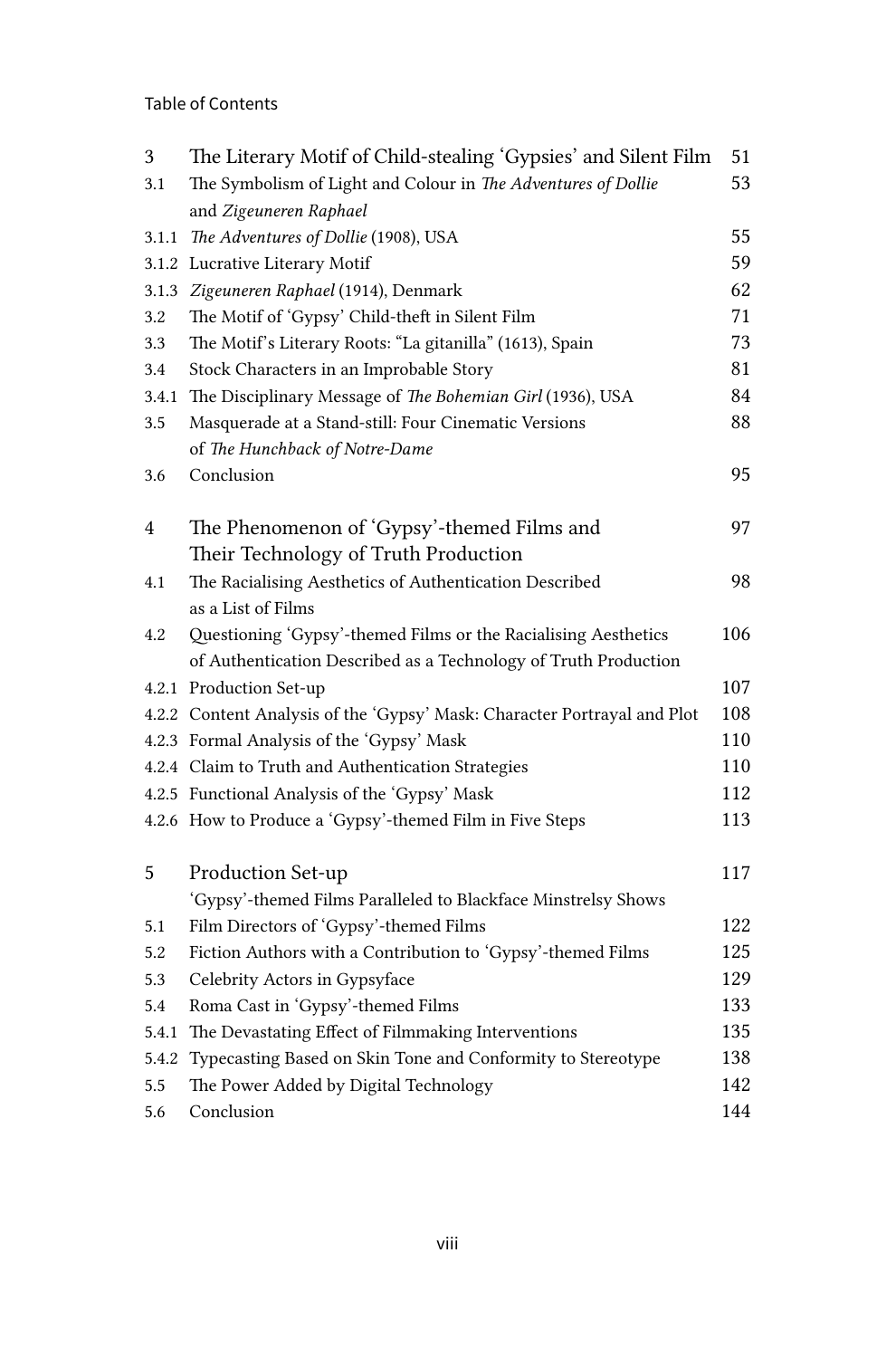| | | |
|---|---|---|
| 3 | The Literary Motif of Child-stealing ‘Gypsies’ and Silent Film | 51 |
| 3.1 | The Symbolism of Light and Colour in *The Adventures of Dollie* and *Zigeuneren Raphael* | 53 |
| 3.1.1 | *The Adventures of Dollie* (1908), USA | 55 |
| 3.1.2 | Lucrative Literary Motif | 59 |
| 3.1.3 | *Zigeuneren Raphael* (1914), Denmark | 62 |
| 3.2 | The Motif of ‘Gypsy’ Child-theft in Silent Film | 71 |
| 3.3 | The Motif’s Literary Roots: “La gitanilla” (1613), Spain | 73 |
| 3.4 | Stock Characters in an Improbable Story | 81 |
| 3.4.1 | The Disciplinary Message of *The Bohemian Girl* (1936), USA | 84 |
| 3.5 | Masquerade at a Stand-still: Four Cinematic Versions of *The Hunchback of Notre-Dame* | 88 |
| 3.6 | Conclusion | 95 |
| 4 | The Phenomenon of ‘Gypsy’-themed Films and Their Technology of Truth Production | 97 |
| 4.1 | The Racialising Aesthetics of Authentication Described as a List of Films | 98 |
| 4.2 | Questioning ‘Gypsy’-themed Films or the Racialising Aesthetics of Authentication Described as a Technology of Truth Production | 106 |
| 4.2.1 | Production Set-up | 107 |
| 4.2.2 | Content Analysis of the ‘Gypsy’ Mask: Character Portrayal and Plot | 108 |
| 4.2.3 | Formal Analysis of the ‘Gypsy’ Mask | 110 |
| 4.2.4 | Claim to Truth and Authentication Strategies | 110 |
| 4.2.5 | Functional Analysis of the ‘Gypsy’ Mask | 112 |
| 4.2.6 | How to Produce a ‘Gypsy’-themed Film in Five Steps | 113 |
| 5 | Production Set-up<br>‘Gypsy’-themed Films Paralleled to Blackface Minstrelsy Shows | 117 |
| 5.1 | Film Directors of ‘Gypsy’-themed Films | 122 |
| 5.2 | Fiction Authors with a Contribution to ‘Gypsy’-themed Films | 125 |
| 5.3 | Celebrity Actors in Gypsyface | 129 |
| 5.4 | Roma Cast in ‘Gypsy’-themed Films | 133 |
| 5.4.1 | The Devastating Effect of Filmmaking Interventions | 135 |
| 5.4.2 | Typecasting Based on Skin Tone and Conformity to Stereotype | 138 |
| 5.5 | The Power Added by Digital Technology | 142 |
| 5.6 | Conclusion | 144 |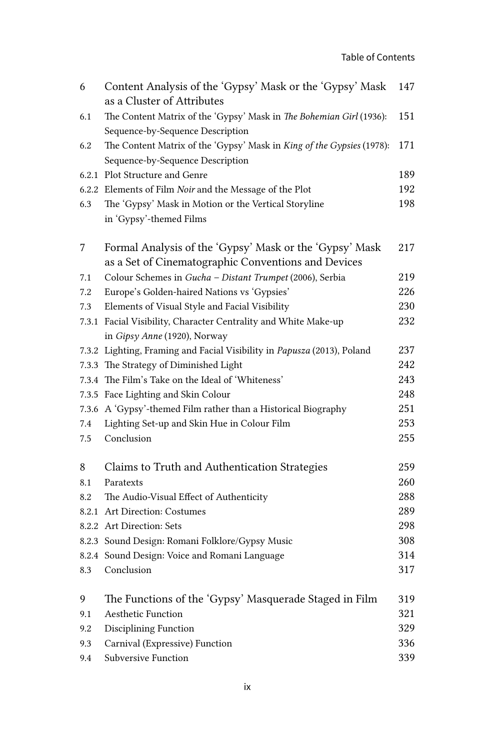| | | |
|---|---|---|
| 6 | Content Analysis of the 'Gypsy' Mask or the 'Gypsy' Mask as a Cluster of Attributes | 147 |
| 6.1 | The Content Matrix of the 'Gypsy' Mask in *The Bohemian Girl* (1936): Sequence-by-Sequence Description | 151 |
| 6.2 | The Content Matrix of the 'Gypsy' Mask in *King of the Gypsies* (1978): Sequence-by-Sequence Description | 171 |
| 6.2.1 | Plot Structure and Genre | 189 |
| 6.2.2 | Elements of Film *Noir* and the Message of the Plot | 192 |
| 6.3 | The 'Gypsy' Mask in Motion or the Vertical Storyline in 'Gypsy'-themed Films | 198 |
| 7 | Formal Analysis of the 'Gypsy' Mask or the 'Gypsy' Mask as a Set of Cinematographic Conventions and Devices | 217 |
| 7.1 | Colour Schemes in *Gucha – Distant Trumpet* (2006), Serbia | 219 |
| 7.2 | Europe's Golden-haired Nations vs 'Gypsies' | 226 |
| 7.3 | Elements of Visual Style and Facial Visibility | 230 |
| 7.3.1 | Facial Visibility, Character Centrality and White Make-up in *Gipsy Anne* (1920), Norway | 232 |
| 7.3.2 | Lighting, Framing and Facial Visibility in *Papusza* (2013), Poland | 237 |
| 7.3.3 | The Strategy of Diminished Light | 242 |
| 7.3.4 | The Film's Take on the Ideal of 'Whiteness' | 243 |
| 7.3.5 | Face Lighting and Skin Colour | 248 |
| 7.3.6 | A 'Gypsy'-themed Film rather than a Historical Biography | 251 |
| 7.4 | Lighting Set-up and Skin Hue in Colour Film | 253 |
| 7.5 | Conclusion | 255 |
| 8 | Claims to Truth and Authentication Strategies | 259 |
| 8.1 | Paratexts | 260 |
| 8.2 | The Audio-Visual Effect of Authenticity | 288 |
| 8.2.1 | Art Direction: Costumes | 289 |
| 8.2.2 | Art Direction: Sets | 298 |
| 8.2.3 | Sound Design: Romani Folklore/Gypsy Music | 308 |
| 8.2.4 | Sound Design: Voice and Romani Language | 314 |
| 8.3 | Conclusion | 317 |
| 9 | The Functions of the 'Gypsy' Masquerade Staged in Film | 319 |
| 9.1 | Aesthetic Function | 321 |
| 9.2 | Disciplining Function | 329 |
| 9.3 | Carnival (Expressive) Function | 336 |
| 9.4 | Subversive Function | 339 |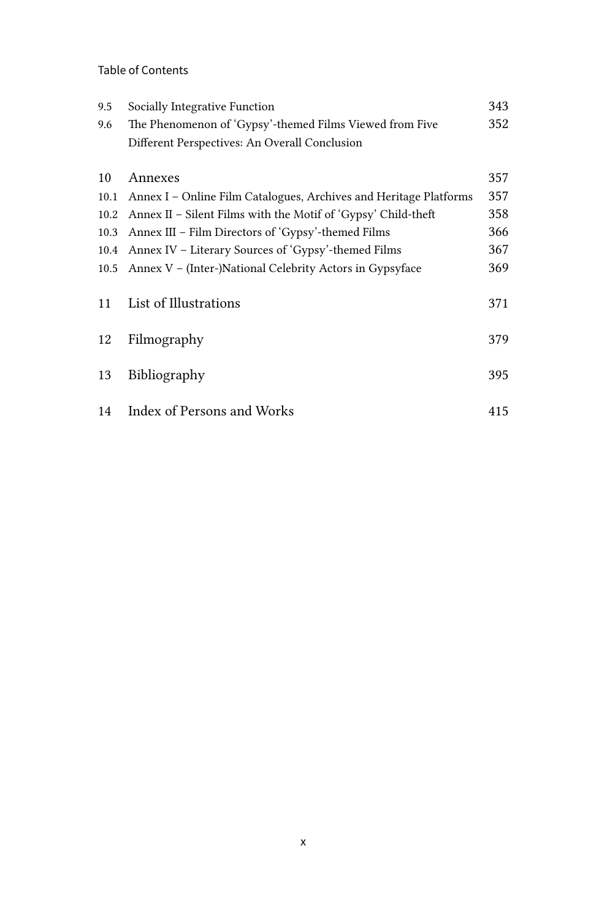| | | |
|---|---|---|
| 9.5 | Socially Integrative Function | 343 |
| 9.6 | The Phenomenon of 'Gypsy'-themed Films Viewed from Five Different Perspectives: An Overall Conclusion | 352 |
| **10** | **Annexes** | **357** |
| 10.1 | Annex I – Online Film Catalogues, Archives and Heritage Platforms | 357 |
| 10.2 | Annex II – Silent Films with the Motif of 'Gypsy' Child-theft | 358 |
| 10.3 | Annex III – Film Directors of 'Gypsy'-themed Films | 366 |
| 10.4 | Annex IV – Literary Sources of 'Gypsy'-themed Films | 367 |
| 10.5 | Annex V – (Inter-)National Celebrity Actors in Gypsyface | 369 |
| **11** | **List of Illustrations** | **371** |
| **12** | **Filmography** | **379** |
| **13** | **Bibliography** | **395** |
| **14** | **Index of Persons and Works** | **415** |